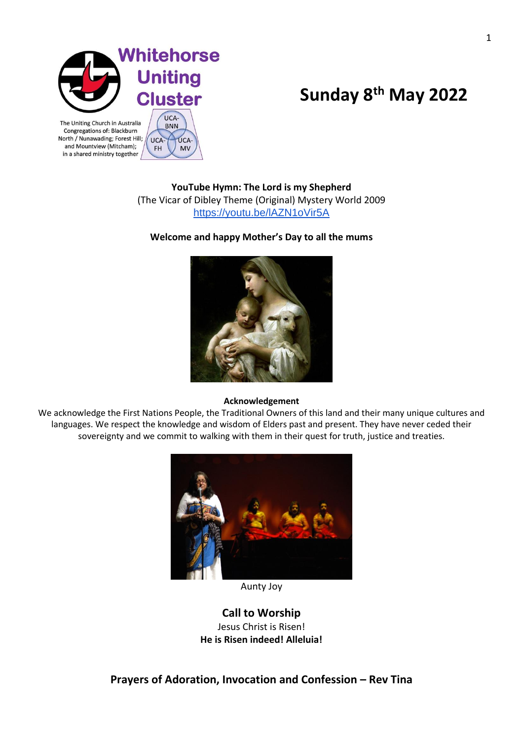Whitehorse Uniting Cluster

The Uniting Church in Australia
Congregations of: Blackburn North / Nunawading; Forest Hill; and Mountview (Mitcham); in a shared ministry together

UCA-BNN | UCA-FH | UCA-MV

# Sunday 8$^{th}$ May 2022

**YouTube Hymn: The Lord is my Shepherd**
(The Vicar of Dibley Theme (Original) Mystery World 2009
https://youtu.be/lAZN1oVir5A

**Welcome and happy Mother's Day to all the mums**

**Acknowledgement**

We acknowledge the First Nations People, the Traditional Owners of this land and their many unique cultures and languages. We respect the knowledge and wisdom of Elders past and present. They have never ceded their sovereignty and we commit to walking with them in their quest for truth, justice and treaties.

Aunty Joy

## Call to Worship

Jesus Christ is Risen!
**He is Risen indeed! Alleluia!**

## Prayers of Adoration, Invocation and Confession – Rev Tina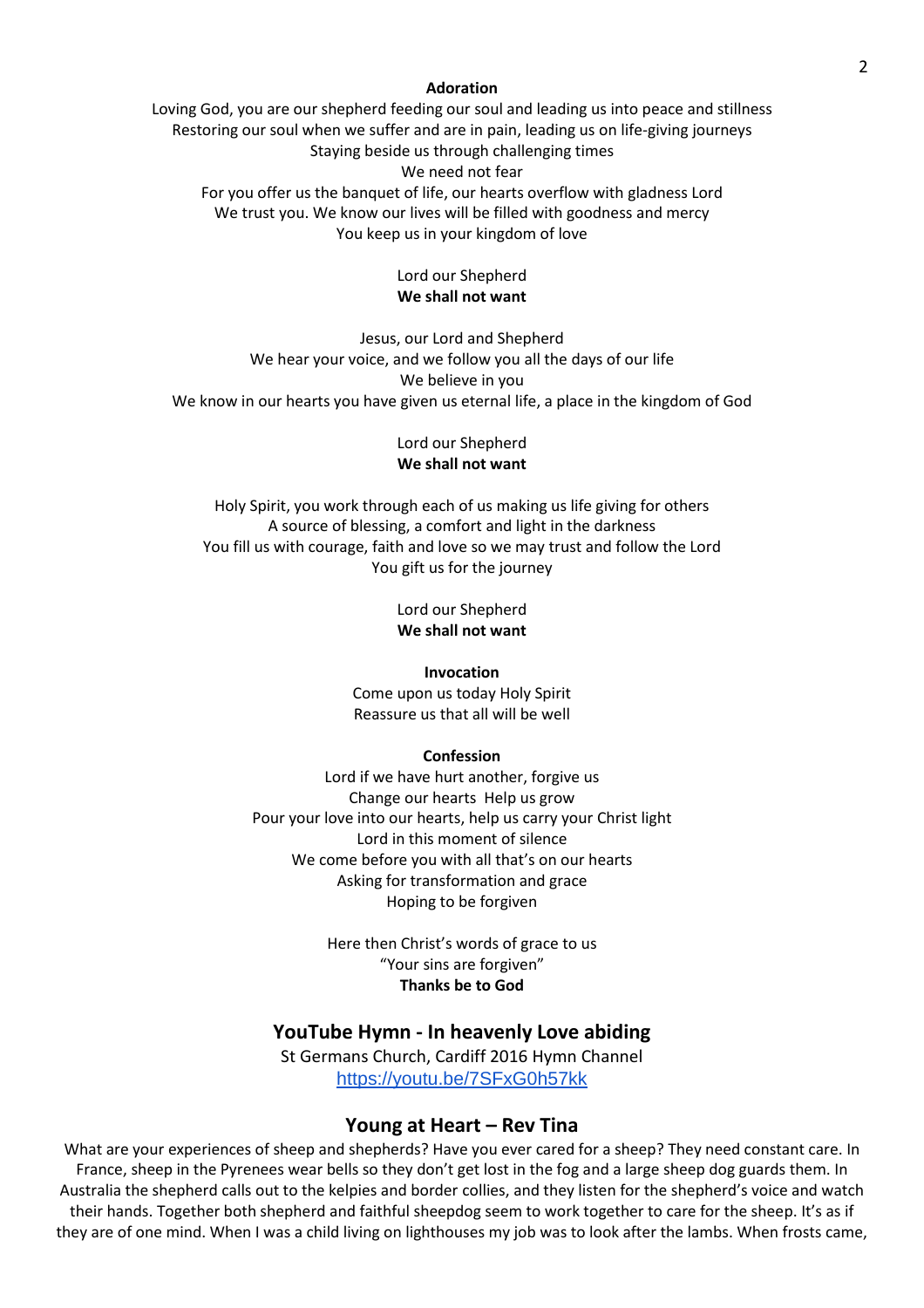**Adoration**

Loving God, you are our shepherd feeding our soul and leading us into peace and stillness
Restoring our soul when we suffer and are in pain, leading us on life-giving journeys
Staying beside us through challenging times
We need not fear
For you offer us the banquet of life, our hearts overflow with gladness Lord
We trust you. We know our lives will be filled with goodness and mercy
You keep us in your kingdom of love

Lord our Shepherd
**We shall not want**

Jesus, our Lord and Shepherd
We hear your voice, and we follow you all the days of our life
We believe in you
We know in our hearts you have given us eternal life, a place in the kingdom of God

Lord our Shepherd
**We shall not want**

Holy Spirit, you work through each of us making us life giving for others
A source of blessing, a comfort and light in the darkness
You fill us with courage, faith and love so we may trust and follow the Lord
You gift us for the journey

Lord our Shepherd
**We shall not want**

**Invocation**

Come upon us today Holy Spirit
Reassure us that all will be well

**Confession**

Lord if we have hurt another, forgive us
Change our hearts Help us grow
Pour your love into our hearts, help us carry your Christ light
Lord in this moment of silence
We come before you with all that's on our hearts
Asking for transformation and grace
Hoping to be forgiven

Here then Christ's words of grace to us
"Your sins are forgiven"
**Thanks be to God**

## YouTube Hymn - In heavenly Love abiding

St Germans Church, Cardiff 2016 Hymn Channel
https://youtu.be/7SFxG0h57kk

## Young at Heart – Rev Tina

What are your experiences of sheep and shepherds? Have you ever cared for a sheep? They need constant care. In France, sheep in the Pyrenees wear bells so they don't get lost in the fog and a large sheep dog guards them. In Australia the shepherd calls out to the kelpies and border collies, and they listen for the shepherd's voice and watch their hands. Together both shepherd and faithful sheepdog seem to work together to care for the sheep. It's as if they are of one mind. When I was a child living on lighthouses my job was to look after the lambs. When frosts came,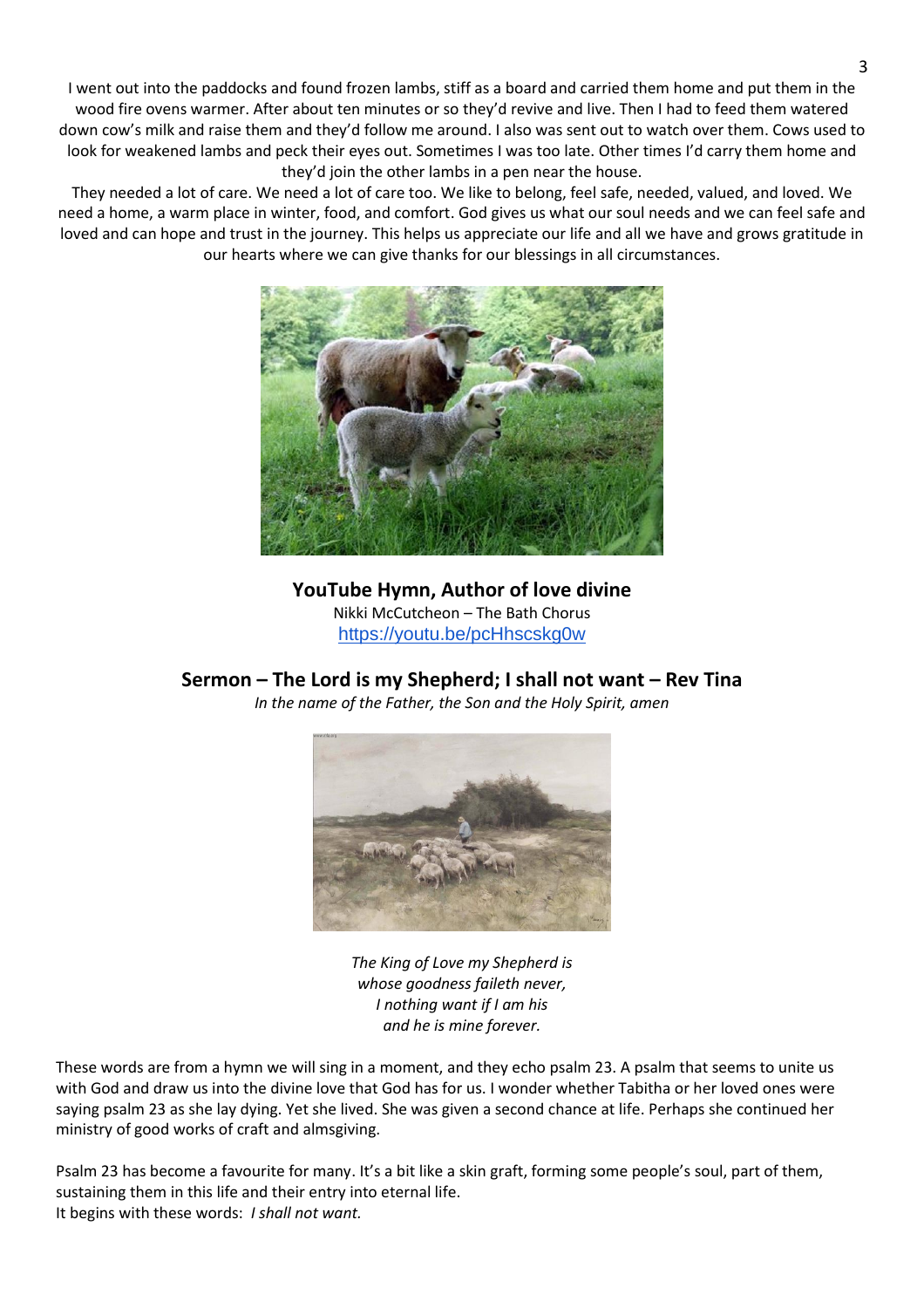I went out into the paddocks and found frozen lambs, stiff as a board and carried them home and put them in the wood fire ovens warmer. After about ten minutes or so they'd revive and live. Then I had to feed them watered down cow's milk and raise them and they'd follow me around. I also was sent out to watch over them. Cows used to look for weakened lambs and peck their eyes out. Sometimes I was too late. Other times I'd carry them home and they'd join the other lambs in a pen near the house.

They needed a lot of care. We need a lot of care too. We like to belong, feel safe, needed, valued, and loved. We need a home, a warm place in winter, food, and comfort. God gives us what our soul needs and we can feel safe and loved and can hope and trust in the journey. This helps us appreciate our life and all we have and grows gratitude in our hearts where we can give thanks for our blessings in all circumstances.

**YouTube Hymn, Author of love divine**

Nikki McCutcheon – The Bath Chorus

https://youtu.be/pcHhscskg0w

## Sermon – The Lord is my Shepherd; I shall not want – Rev Tina

*In the name of the Father, the Son and the Holy Spirit, amen*

*The King of Love my Shepherd is*
*whose goodness faileth never,*
*I nothing want if I am his*
*and he is mine forever.*

These words are from a hymn we will sing in a moment, and they echo psalm 23. A psalm that seems to unite us with God and draw us into the divine love that God has for us. I wonder whether Tabitha or her loved ones were saying psalm 23 as she lay dying. Yet she lived. She was given a second chance at life. Perhaps she continued her ministry of good works of craft and almsgiving.

Psalm 23 has become a favourite for many. It's a bit like a skin graft, forming some people's soul, part of them, sustaining them in this life and their entry into eternal life.

It begins with these words: *I shall not want.*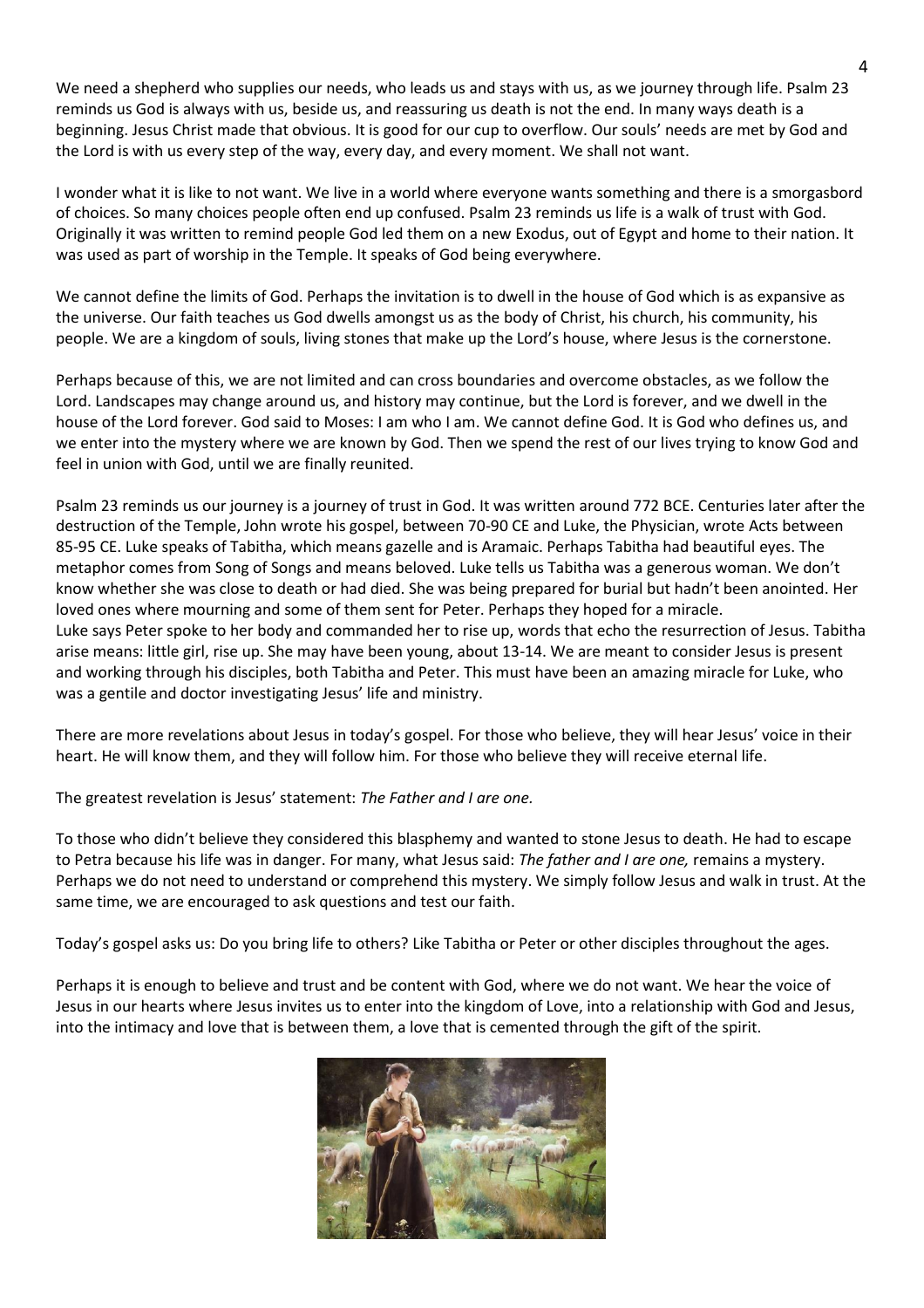We need a shepherd who supplies our needs, who leads us and stays with us, as we journey through life. Psalm 23 reminds us God is always with us, beside us, and reassuring us death is not the end. In many ways death is a beginning. Jesus Christ made that obvious. It is good for our cup to overflow. Our souls' needs are met by God and the Lord is with us every step of the way, every day, and every moment. We shall not want.

I wonder what it is like to not want. We live in a world where everyone wants something and there is a smorgasbord of choices. So many choices people often end up confused. Psalm 23 reminds us life is a walk of trust with God. Originally it was written to remind people God led them on a new Exodus, out of Egypt and home to their nation. It was used as part of worship in the Temple. It speaks of God being everywhere.

We cannot define the limits of God. Perhaps the invitation is to dwell in the house of God which is as expansive as the universe. Our faith teaches us God dwells amongst us as the body of Christ, his church, his community, his people. We are a kingdom of souls, living stones that make up the Lord's house, where Jesus is the cornerstone.

Perhaps because of this, we are not limited and can cross boundaries and overcome obstacles, as we follow the Lord. Landscapes may change around us, and history may continue, but the Lord is forever, and we dwell in the house of the Lord forever. God said to Moses: I am who I am. We cannot define God. It is God who defines us, and we enter into the mystery where we are known by God. Then we spend the rest of our lives trying to know God and feel in union with God, until we are finally reunited.

Psalm 23 reminds us our journey is a journey of trust in God. It was written around 772 BCE. Centuries later after the destruction of the Temple, John wrote his gospel, between 70-90 CE and Luke, the Physician, wrote Acts between 85-95 CE. Luke speaks of Tabitha, which means gazelle and is Aramaic. Perhaps Tabitha had beautiful eyes. The metaphor comes from Song of Songs and means beloved. Luke tells us Tabitha was a generous woman. We don't know whether she was close to death or had died. She was being prepared for burial but hadn't been anointed. Her loved ones where mourning and some of them sent for Peter. Perhaps they hoped for a miracle.
Luke says Peter spoke to her body and commanded her to rise up, words that echo the resurrection of Jesus. Tabitha arise means: little girl, rise up. She may have been young, about 13-14. We are meant to consider Jesus is present and working through his disciples, both Tabitha and Peter. This must have been an amazing miracle for Luke, who was a gentile and doctor investigating Jesus' life and ministry.

There are more revelations about Jesus in today's gospel. For those who believe, they will hear Jesus' voice in their heart. He will know them, and they will follow him. For those who believe they will receive eternal life.

The greatest revelation is Jesus' statement: *The Father and I are one.*

To those who didn't believe they considered this blasphemy and wanted to stone Jesus to death. He had to escape to Petra because his life was in danger. For many, what Jesus said: *The father and I are one,* remains a mystery. Perhaps we do not need to understand or comprehend this mystery. We simply follow Jesus and walk in trust. At the same time, we are encouraged to ask questions and test our faith.

Today's gospel asks us: Do you bring life to others? Like Tabitha or Peter or other disciples throughout the ages.

Perhaps it is enough to believe and trust and be content with God, where we do not want. We hear the voice of Jesus in our hearts where Jesus invites us to enter into the kingdom of Love, into a relationship with God and Jesus, into the intimacy and love that is between them, a love that is cemented through the gift of the spirit.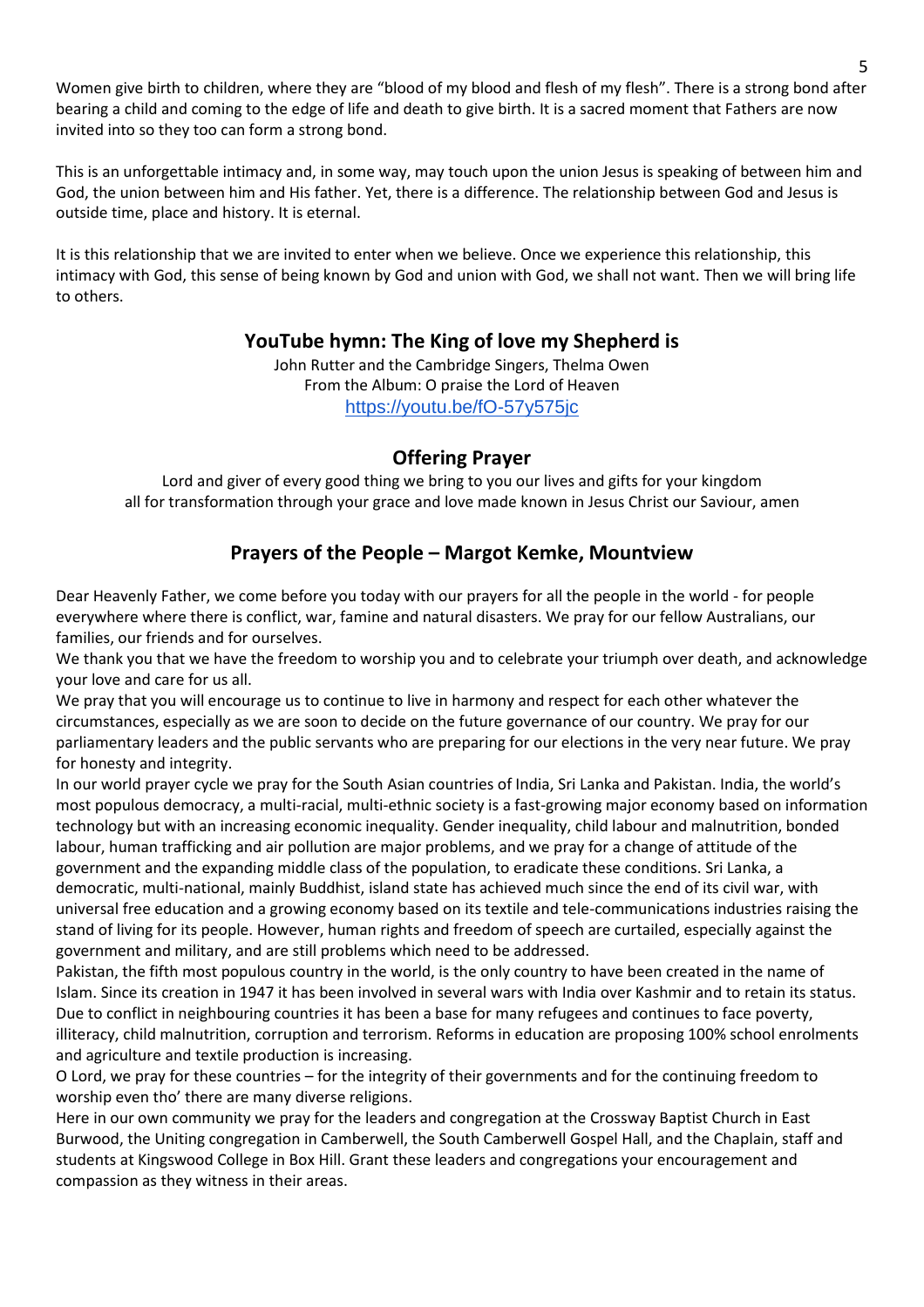Women give birth to children, where they are “blood of my blood and flesh of my flesh”. There is a strong bond after bearing a child and coming to the edge of life and death to give birth. It is a sacred moment that Fathers are now invited into so they too can form a strong bond.

This is an unforgettable intimacy and, in some way, may touch upon the union Jesus is speaking of between him and God, the union between him and His father. Yet, there is a difference. The relationship between God and Jesus is outside time, place and history. It is eternal.

It is this relationship that we are invited to enter when we believe. Once we experience this relationship, this intimacy with God, this sense of being known by God and union with God, we shall not want. Then we will bring life to others.

## YouTube hymn: The King of love my Shepherd is

John Rutter and the Cambridge Singers, Thelma Owen
From the Album: O praise the Lord of Heaven
https://youtu.be/fO-57y575jc

## Offering Prayer

Lord and giver of every good thing we bring to you our lives and gifts for your kingdom
all for transformation through your grace and love made known in Jesus Christ our Saviour, amen

## Prayers of the People – Margot Kemke, Mountview

Dear Heavenly Father, we come before you today with our prayers for all the people in the world - for people everywhere where there is conflict, war, famine and natural disasters. We pray for our fellow Australians, our families, our friends and for ourselves.
We thank you that we have the freedom to worship you and to celebrate your triumph over death, and acknowledge your love and care for us all.
We pray that you will encourage us to continue to live in harmony and respect for each other whatever the circumstances, especially as we are soon to decide on the future governance of our country. We pray for our parliamentary leaders and the public servants who are preparing for our elections in the very near future. We pray for honesty and integrity.
In our world prayer cycle we pray for the South Asian countries of India, Sri Lanka and Pakistan. India, the world’s most populous democracy, a multi-racial, multi-ethnic society is a fast-growing major economy based on information technology but with an increasing economic inequality. Gender inequality, child labour and malnutrition, bonded labour, human trafficking and air pollution are major problems, and we pray for a change of attitude of the government and the expanding middle class of the population, to eradicate these conditions. Sri Lanka, a democratic, multi-national, mainly Buddhist, island state has achieved much since the end of its civil war, with universal free education and a growing economy based on its textile and tele-communications industries raising the stand of living for its people. However, human rights and freedom of speech are curtailed, especially against the government and military, and are still problems which need to be addressed.
Pakistan, the fifth most populous country in the world, is the only country to have been created in the name of Islam. Since its creation in 1947 it has been involved in several wars with India over Kashmir and to retain its status. Due to conflict in neighbouring countries it has been a base for many refugees and continues to face poverty, illiteracy, child malnutrition, corruption and terrorism. Reforms in education are proposing 100% school enrolments and agriculture and textile production is increasing.
O Lord, we pray for these countries – for the integrity of their governments and for the continuing freedom to worship even tho’ there are many diverse religions.
Here in our own community we pray for the leaders and congregation at the Crossway Baptist Church in East Burwood, the Uniting congregation in Camberwell, the South Camberwell Gospel Hall, and the Chaplain, staff and students at Kingswood College in Box Hill. Grant these leaders and congregations your encouragement and compassion as they witness in their areas.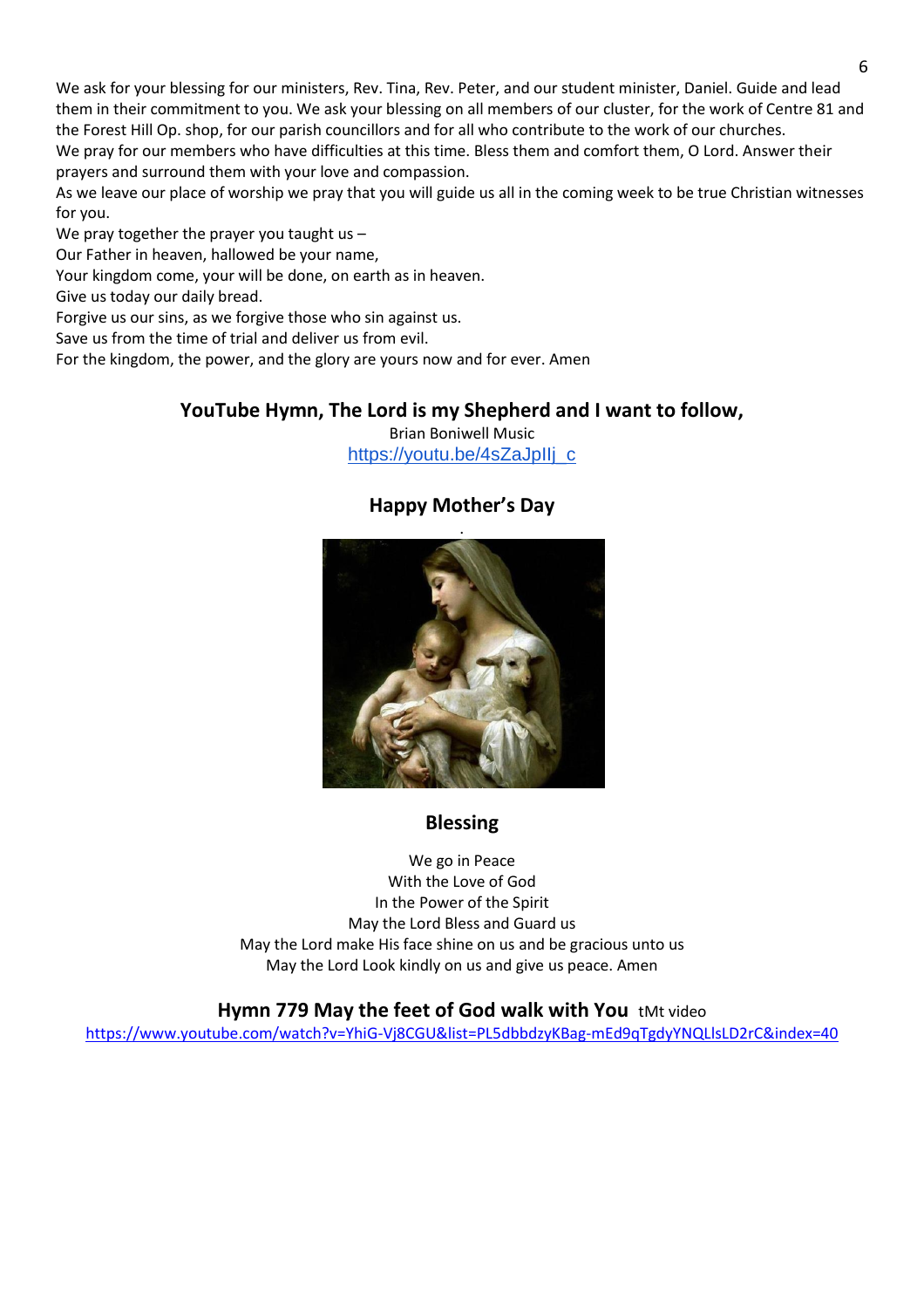We ask for your blessing for our ministers, Rev. Tina, Rev. Peter, and our student minister, Daniel. Guide and lead them in their commitment to you. We ask your blessing on all members of our cluster, for the work of Centre 81 and the Forest Hill Op. shop, for our parish councillors and for all who contribute to the work of our churches.

We pray for our members who have difficulties at this time. Bless them and comfort them, O Lord. Answer their prayers and surround them with your love and compassion.

As we leave our place of worship we pray that you will guide us all in the coming week to be true Christian witnesses for you.

We pray together the prayer you taught us –

Our Father in heaven, hallowed be your name,
Your kingdom come, your will be done, on earth as in heaven.
Give us today our daily bread.
Forgive us our sins, as we forgive those who sin against us.
Save us from the time of trial and deliver us from evil.
For the kingdom, the power, and the glory are yours now and for ever. Amen

## YouTube Hymn, The Lord is my Shepherd and I want to follow,

Brian Boniwell Music
https://youtu.be/4sZaJpIlj_c

## Happy Mother's Day

## Blessing

We go in Peace
With the Love of God
In the Power of the Spirit
May the Lord Bless and Guard us
May the Lord make His face shine on us and be gracious unto us
May the Lord Look kindly on us and give us peace. Amen

## Hymn 779 May the feet of God walk with You tMt video

https://www.youtube.com/watch?v=YhiG-Vj8CGU&list=PL5dbbdzyKBag-mEd9qTgdyYNQLlsLD2rC&index=40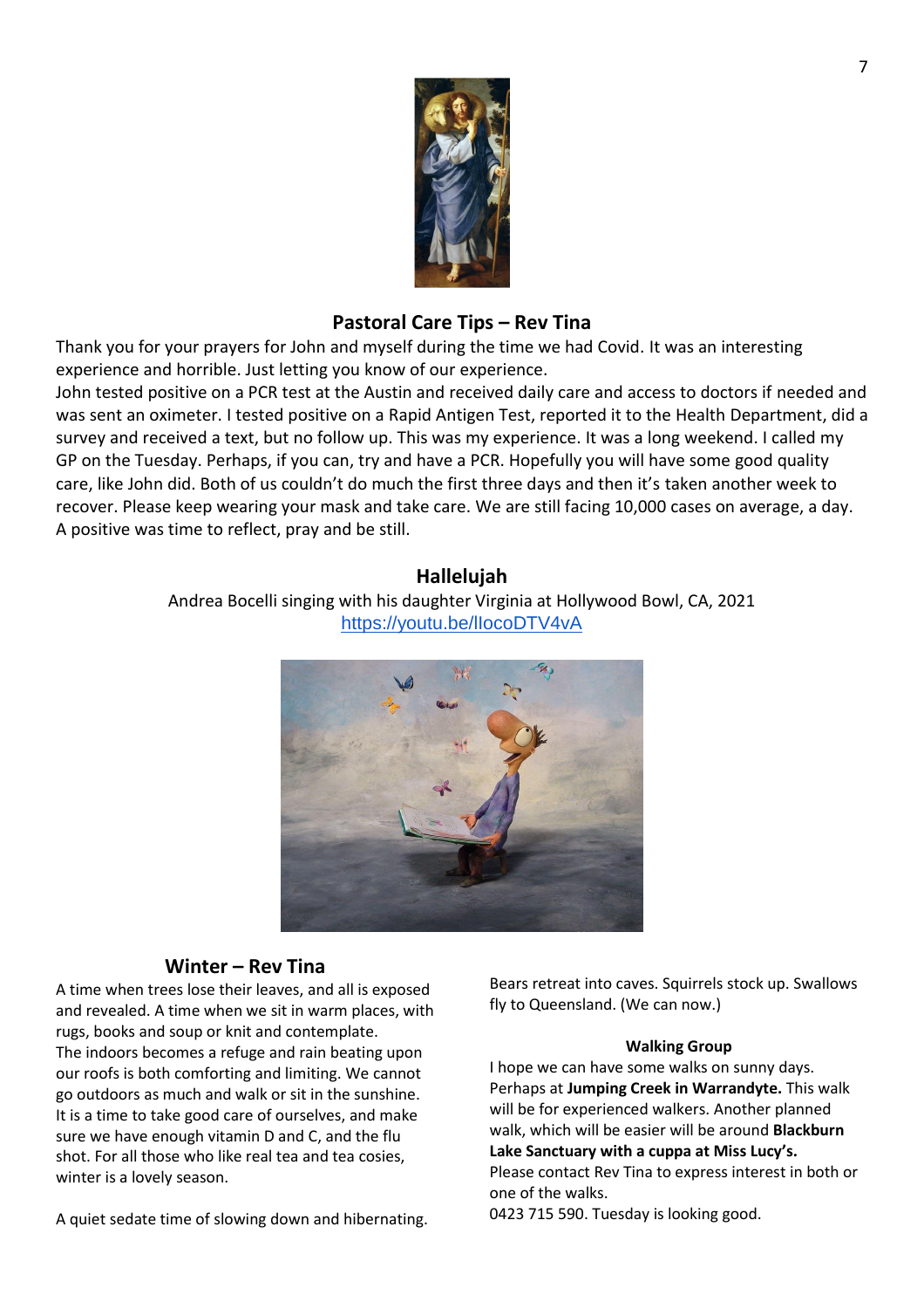## Pastoral Care Tips – Rev Tina

Thank you for your prayers for John and myself during the time we had Covid. It was an interesting experience and horrible. Just letting you know of our experience.
John tested positive on a PCR test at the Austin and received daily care and access to doctors if needed and was sent an oximeter. I tested positive on a Rapid Antigen Test, reported it to the Health Department, did a survey and received a text, but no follow up. This was my experience. It was a long weekend. I called my GP on the Tuesday. Perhaps, if you can, try and have a PCR. Hopefully you will have some good quality care, like John did. Both of us couldn't do much the first three days and then it's taken another week to recover. Please keep wearing your mask and take care. We are still facing 10,000 cases on average, a day.
A positive was time to reflect, pray and be still.

## Hallelujah

Andrea Bocelli singing with his daughter Virginia at Hollywood Bowl, CA, 2021
https://youtu.be/lIocoDTV4vA

## Winter – Rev Tina

A time when trees lose their leaves, and all is exposed and revealed. A time when we sit in warm places, with rugs, books and soup or knit and contemplate.
The indoors becomes a refuge and rain beating upon our roofs is both comforting and limiting. We cannot go outdoors as much and walk or sit in the sunshine. It is a time to take good care of ourselves, and make sure we have enough vitamin D and C, and the flu shot. For all those who like real tea and tea cosies, winter is a lovely season.

A quiet sedate time of slowing down and hibernating.

Bears retreat into caves. Squirrels stock up. Swallows fly to Queensland. (We can now.)

### Walking Group

I hope we can have some walks on sunny days. Perhaps at **Jumping Creek in Warrandyte.** This walk will be for experienced walkers. Another planned walk, which will be easier will be around **Blackburn Lake Sanctuary with a cuppa at Miss Lucy's.**
Please contact Rev Tina to express interest in both or one of the walks.
0423 715 590. Tuesday is looking good.